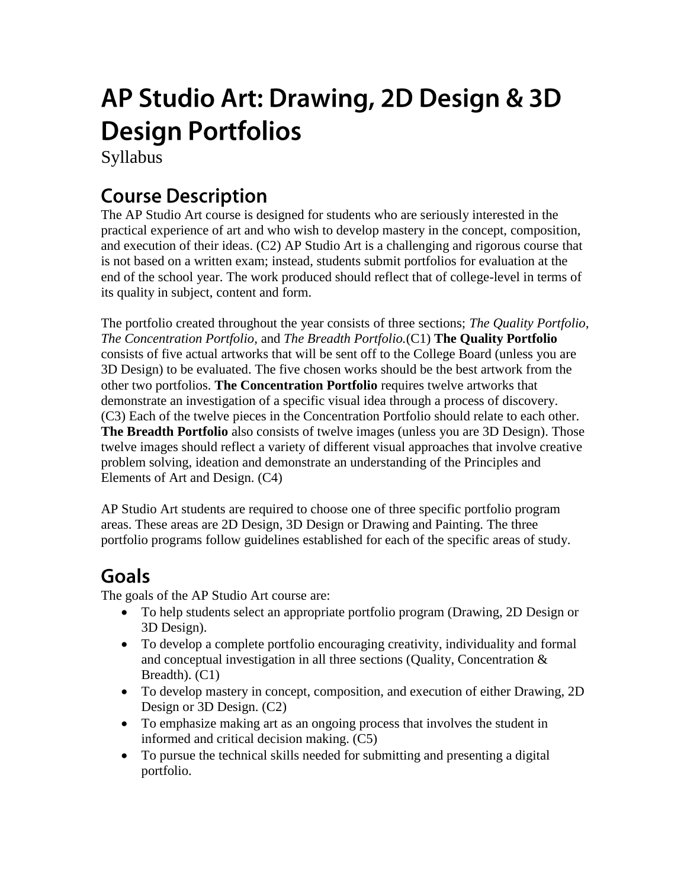# AP Studio Art: Drawing, 2D Design & 3D Design Portfolios

Syllabus

## Course Description

The AP Studio Art course is designed for students who are seriously interested in the practical experience of art and who wish to develop mastery in the concept, composition, and execution of their ideas. (C2) AP Studio Art is a challenging and rigorous course that is not based on a written exam; instead, students submit portfolios for evaluation at the end of the school year. The work produced should reflect that of college-level in terms of its quality in subject, content and form.

The portfolio created throughout the year consists of three sections; *The Quality Portfolio, The Concentration Portfolio,* and *The Breadth Portfolio.*(C1) **The Quality Portfolio** consists of five actual artworks that will be sent off to the College Board (unless you are 3D Design) to be evaluated. The five chosen works should be the best artwork from the other two portfolios. **The Concentration Portfolio** requires twelve artworks that demonstrate an investigation of a specific visual idea through a process of discovery. (C3) Each of the twelve pieces in the Concentration Portfolio should relate to each other. **The Breadth Portfolio** also consists of twelve images (unless you are 3D Design). Those twelve images should reflect a variety of different visual approaches that involve creative problem solving, ideation and demonstrate an understanding of the Principles and Elements of Art and Design. (C4)

AP Studio Art students are required to choose one of three specific portfolio program areas. These areas are 2D Design, 3D Design or Drawing and Painting. The three portfolio programs follow guidelines established for each of the specific areas of study.

## Goals

The goals of the AP Studio Art course are:

- To help students select an appropriate portfolio program (Drawing, 2D Design or 3D Design).
- To develop a complete portfolio encouraging creativity, individuality and formal and conceptual investigation in all three sections (Quality, Concentration & Breadth). (C1)
- To develop mastery in concept, composition, and execution of either Drawing, 2D Design or 3D Design. (C2)
- To emphasize making art as an ongoing process that involves the student in informed and critical decision making. (C5)
- To pursue the technical skills needed for submitting and presenting a digital portfolio.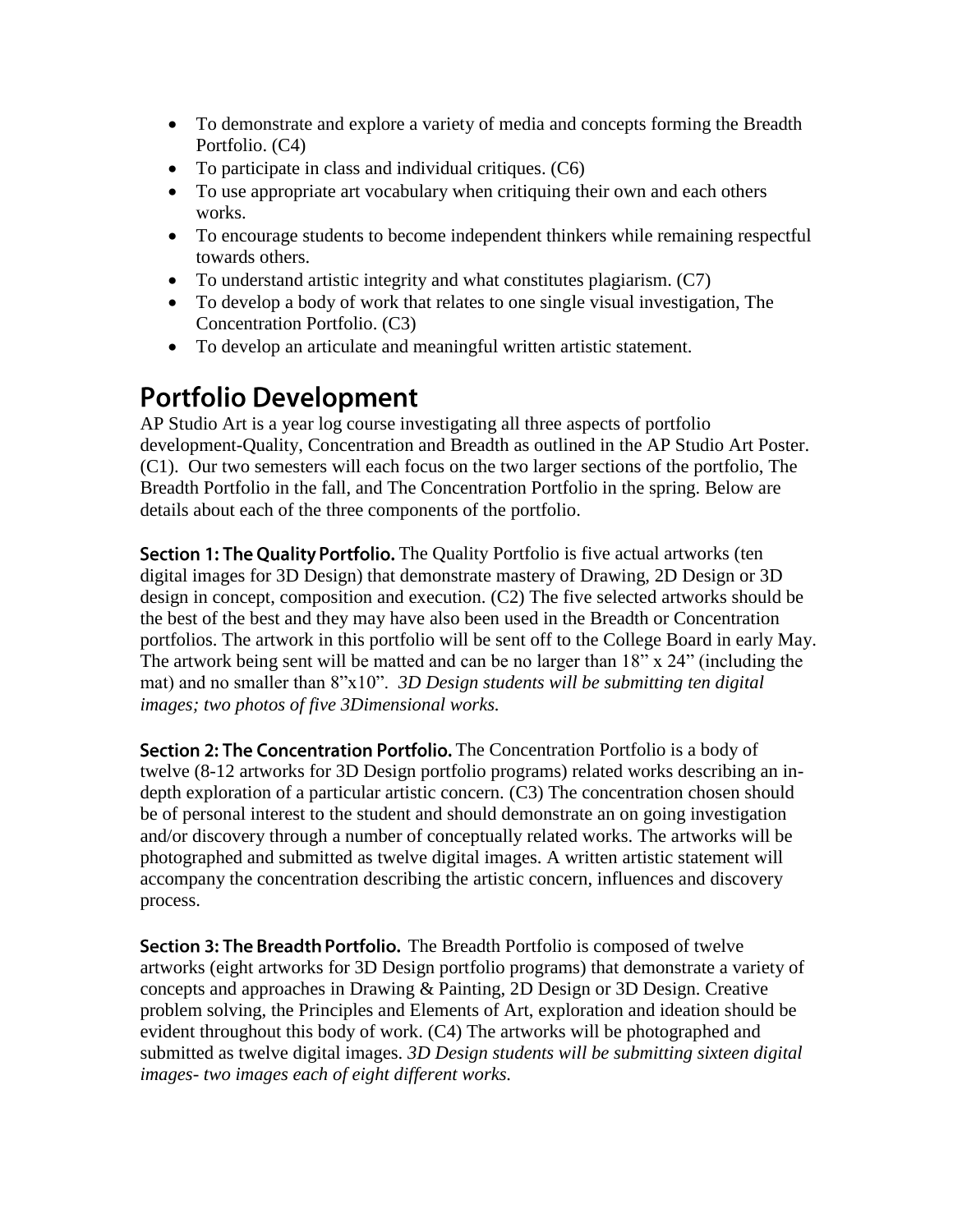- To demonstrate and explore a variety of media and concepts forming the Breadth Portfolio. (C4)
- To participate in class and individual critiques. (C6)
- To use appropriate art vocabulary when critiquing their own and each others works.
- To encourage students to become independent thinkers while remaining respectful towards others.
- To understand artistic integrity and what constitutes plagiarism. (C7)
- To develop a body of work that relates to one single visual investigation, The Concentration Portfolio. (C3)
- To develop an articulate and meaningful written artistic statement.

## Portfolio Development

AP Studio Art is a year log course investigating all three aspects of portfolio development-Quality, Concentration and Breadth as outlined in the AP Studio Art Poster. (C1). Our two semesters will each focus on the two larger sections of the portfolio, The Breadth Portfolio in the fall, and The Concentration Portfolio in the spring. Below are details about each of the three components of the portfolio.

**Section 1: The Quality Portfolio.** The Quality Portfolio is five actual artworks (ten digital images for 3D Design) that demonstrate mastery of Drawing, 2D Design or 3D design in concept, composition and execution. (C2) The five selected artworks should be the best of the best and they may have also been used in the Breadth or Concentration portfolios. The artwork in this portfolio will be sent off to the College Board in early May. The artwork being sent will be matted and can be no larger than 18" x 24" (including the mat) and no smaller than 8"x10". *3D Design students will be submitting ten digital images; two photos of five 3Dimensional works.*

**Section 2: The Concentration Portfolio.** The Concentration Portfolio is a body of twelve (8-12 artworks for 3D Design portfolio programs) related works describing an in-depth exploration of a particular artistic concern. (C3) The concentration chosen should be of personal interest to the student and should demonstrate an on going investigation and/or discovery through a number of conceptually related works. The artworks will be photographed and submitted as twelve digital images. A written artistic statement will accompany the concentration describing the artistic concern, influences and discovery process.

**Section 3: The Breadth Portfolio.** The Breadth Portfolio is composed of twelve artworks (eight artworks for 3D Design portfolio programs) that demonstrate a variety of concepts and approaches in Drawing & Painting, 2D Design or 3D Design. Creative problem solving, the Principles and Elements of Art, exploration and ideation should be evident throughout this body of work. (C4) The artworks will be photographed and submitted as twelve digital images. *3D Design students will be submitting sixteen digital images- two images each of eight different works.*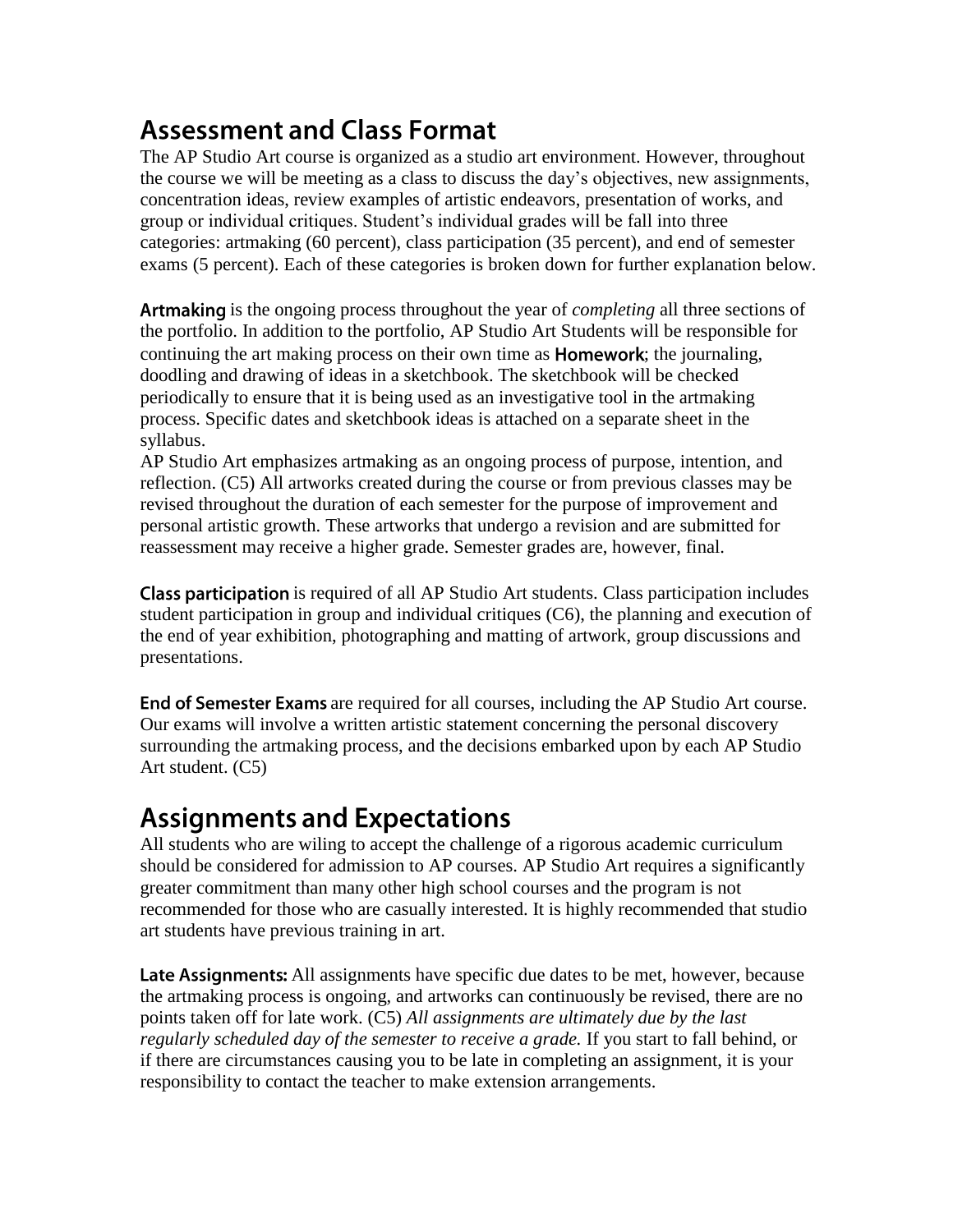## Assessment and Class Format

The AP Studio Art course is organized as a studio art environment. However, throughout the course we will be meeting as a class to discuss the day's objectives, new assignments, concentration ideas, review examples of artistic endeavors, presentation of works, and group or individual critiques. Student's individual grades will be fall into three categories: artmaking (60 percent), class participation (35 percent), and end of semester exams (5 percent). Each of these categories is broken down for further explanation below.

**Artmaking** is the ongoing process throughout the year of *completing* all three sections of the portfolio. In addition to the portfolio, AP Studio Art Students will be responsible for continuing the art making process on their own time as **Homework**; the journaling, doodling and drawing of ideas in a sketchbook. The sketchbook will be checked periodically to ensure that it is being used as an investigative tool in the artmaking process. Specific dates and sketchbook ideas is attached on a separate sheet in the syllabus.

AP Studio Art emphasizes artmaking as an ongoing process of purpose, intention, and reflection. (C5) All artworks created during the course or from previous classes may be revised throughout the duration of each semester for the purpose of improvement and personal artistic growth. These artworks that undergo a revision and are submitted for reassessment may receive a higher grade. Semester grades are, however, final.

**Class participation** is required of all AP Studio Art students. Class participation includes student participation in group and individual critiques (C6), the planning and execution of the end of year exhibition, photographing and matting of artwork, group discussions and presentations.

**End of Semester Exams** are required for all courses, including the AP Studio Art course. Our exams will involve a written artistic statement concerning the personal discovery surrounding the artmaking process, and the decisions embarked upon by each AP Studio Art student. (C5)

## Assignments and Expectations

All students who are wiling to accept the challenge of a rigorous academic curriculum should be considered for admission to AP courses. AP Studio Art requires a significantly greater commitment than many other high school courses and the program is not recommended for those who are casually interested. It is highly recommended that studio art students have previous training in art.

**Late Assignments:** All assignments have specific due dates to be met, however, because the artmaking process is ongoing, and artworks can continuously be revised, there are no points taken off for late work. (C5) *All assignments are ultimately due by the last regularly scheduled day of the semester to receive a grade.* If you start to fall behind, or if there are circumstances causing you to be late in completing an assignment, it is your responsibility to contact the teacher to make extension arrangements.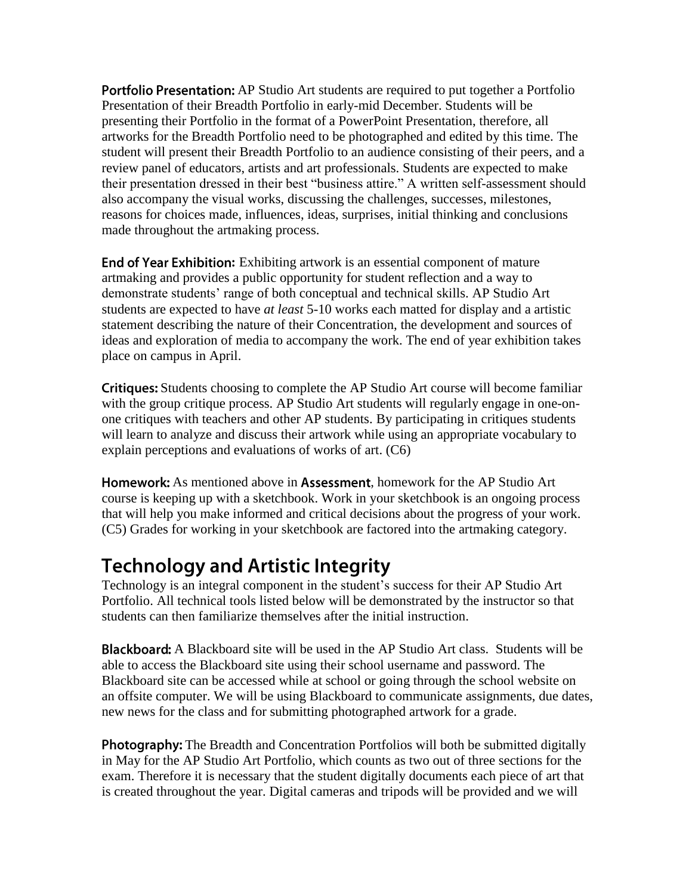**Portfolio Presentation:** AP Studio Art students are required to put together a Portfolio Presentation of their Breadth Portfolio in early-mid December. Students will be presenting their Portfolio in the format of a PowerPoint Presentation, therefore, all artworks for the Breadth Portfolio need to be photographed and edited by this time. The student will present their Breadth Portfolio to an audience consisting of their peers, and a review panel of educators, artists and art professionals. Students are expected to make their presentation dressed in their best "business attire." A written self-assessment should also accompany the visual works, discussing the challenges, successes, milestones, reasons for choices made, influences, ideas, surprises, initial thinking and conclusions made throughout the artmaking process.

**End of Year Exhibition:** Exhibiting artwork is an essential component of mature artmaking and provides a public opportunity for student reflection and a way to demonstrate students' range of both conceptual and technical skills. AP Studio Art students are expected to have *at least* 5-10 works each matted for display and a artistic statement describing the nature of their Concentration, the development and sources of ideas and exploration of media to accompany the work. The end of year exhibition takes place on campus in April.

**Critiques:** Students choosing to complete the AP Studio Art course will become familiar with the group critique process. AP Studio Art students will regularly engage in one-on-one critiques with teachers and other AP students. By participating in critiques students will learn to analyze and discuss their artwork while using an appropriate vocabulary to explain perceptions and evaluations of works of art. (C6)

**Homework:** As mentioned above in **Assessment**, homework for the AP Studio Art course is keeping up with a sketchbook. Work in your sketchbook is an ongoing process that will help you make informed and critical decisions about the progress of your work. (C5) Grades for working in your sketchbook are factored into the artmaking category.

## Technology and Artistic Integrity

Technology is an integral component in the student's success for their AP Studio Art Portfolio. All technical tools listed below will be demonstrated by the instructor so that students can then familiarize themselves after the initial instruction.

**Blackboard:** A Blackboard site will be used in the AP Studio Art class. Students will be able to access the Blackboard site using their school username and password. The Blackboard site can be accessed while at school or going through the school website on an offsite computer. We will be using Blackboard to communicate assignments, due dates, new news for the class and for submitting photographed artwork for a grade.

**Photography:** The Breadth and Concentration Portfolios will both be submitted digitally in May for the AP Studio Art Portfolio, which counts as two out of three sections for the exam. Therefore it is necessary that the student digitally documents each piece of art that is created throughout the year. Digital cameras and tripods will be provided and we will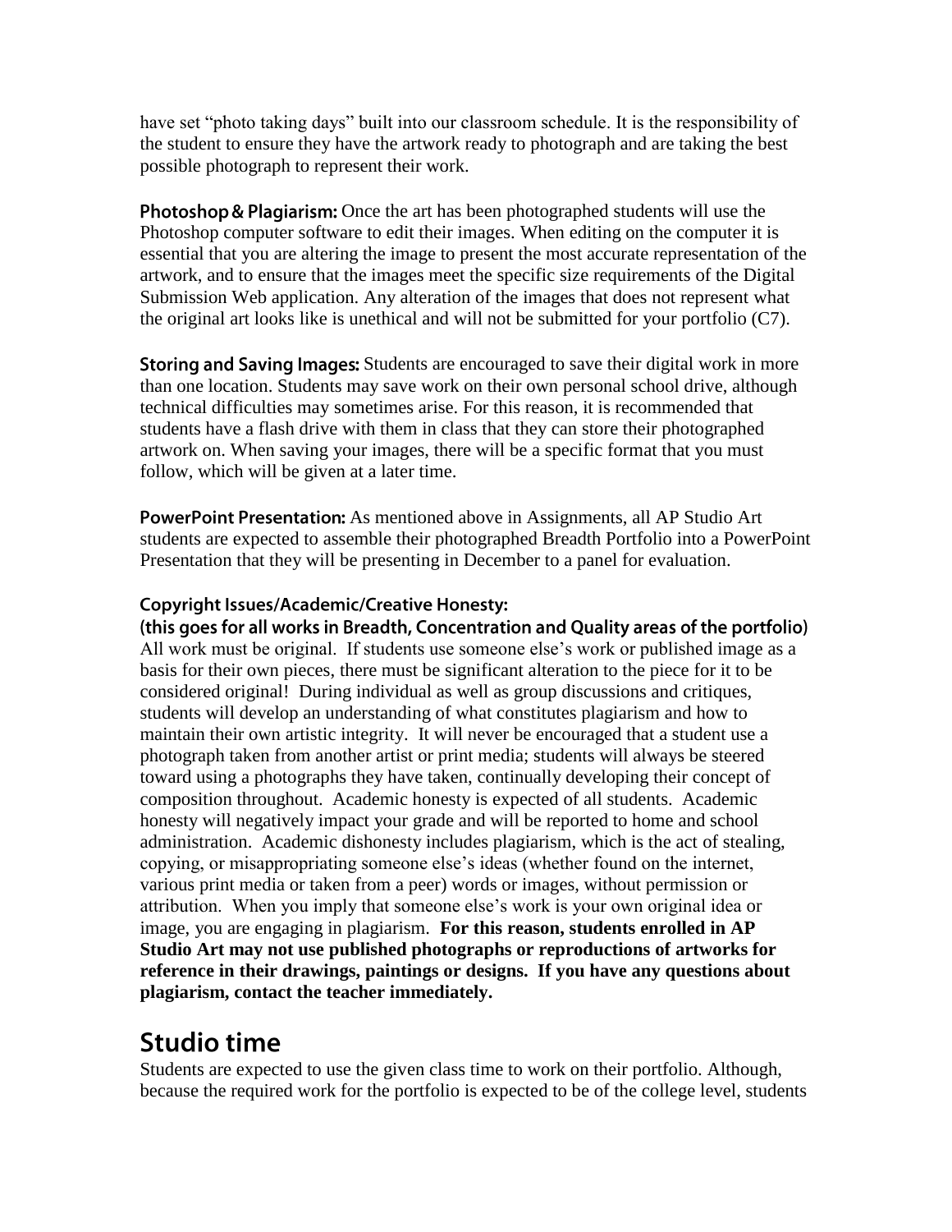have set "photo taking days" built into our classroom schedule. It is the responsibility of the student to ensure they have the artwork ready to photograph and are taking the best possible photograph to represent their work.

**Photoshop & Plagiarism:** Once the art has been photographed students will use the Photoshop computer software to edit their images. When editing on the computer it is essential that you are altering the image to present the most accurate representation of the artwork, and to ensure that the images meet the specific size requirements of the Digital Submission Web application. Any alteration of the images that does not represent what the original art looks like is unethical and will not be submitted for your portfolio (C7).

**Storing and Saving Images:** Students are encouraged to save their digital work in more than one location. Students may save work on their own personal school drive, although technical difficulties may sometimes arise. For this reason, it is recommended that students have a flash drive with them in class that they can store their photographed artwork on. When saving your images, there will be a specific format that you must follow, which will be given at a later time.

**PowerPoint Presentation:** As mentioned above in Assignments, all AP Studio Art students are expected to assemble their photographed Breadth Portfolio into a PowerPoint Presentation that they will be presenting in December to a panel for evaluation.

**Copyright Issues/Academic/Creative Honesty:**
**(this goes for all works in Breadth, Concentration and Quality areas of the portfolio)**
All work must be original. If students use someone else's work or published image as a basis for their own pieces, there must be significant alteration to the piece for it to be considered original! During individual as well as group discussions and critiques, students will develop an understanding of what constitutes plagiarism and how to maintain their own artistic integrity. It will never be encouraged that a student use a photograph taken from another artist or print media; students will always be steered toward using a photographs they have taken, continually developing their concept of composition throughout. Academic honesty is expected of all students. Academic honesty will negatively impact your grade and will be reported to home and school administration. Academic dishonesty includes plagiarism, which is the act of stealing, copying, or misappropriating someone else's ideas (whether found on the internet, various print media or taken from a peer) words or images, without permission or attribution. When you imply that someone else's work is your own original idea or image, you are engaging in plagiarism. **For this reason, students enrolled in AP Studio Art may not use published photographs or reproductions of artworks for reference in their drawings, paintings or designs. If you have any questions about plagiarism, contact the teacher immediately.**

## Studio time

Students are expected to use the given class time to work on their portfolio. Although, because the required work for the portfolio is expected to be of the college level, students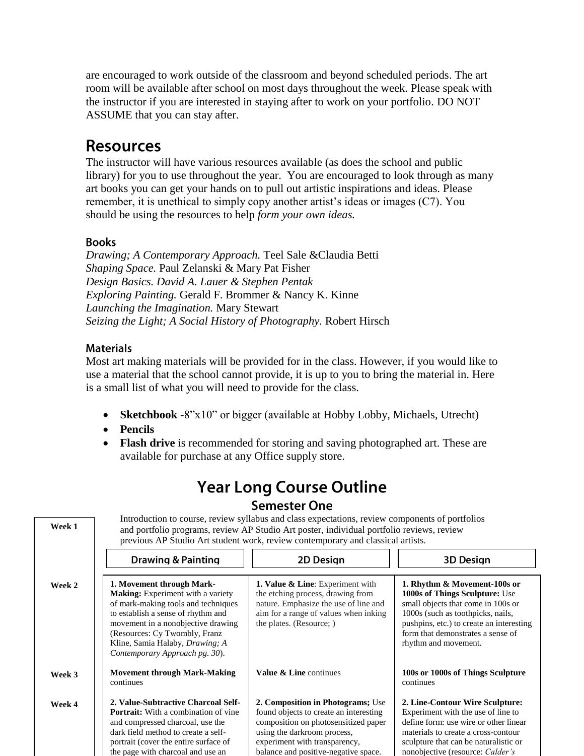are encouraged to work outside of the classroom and beyond scheduled periods. The art room will be available after school on most days throughout the week. Please speak with the instructor if you are interested in staying after to work on your portfolio. DO NOT ASSUME that you can stay after.

## Resources

The instructor will have various resources available (as does the school and public library) for you to use throughout the year. You are encouraged to look through as many art books you can get your hands on to pull out artistic inspirations and ideas. Please remember, it is unethical to simply copy another artist's ideas or images (C7). You should be using the resources to help *form your own ideas.*

### Books

*Drawing; A Contemporary Approach.* Teel Sale &Claudia Betti
*Shaping Space.* Paul Zelanski & Mary Pat Fisher
*Design Basics. David A. Lauer & Stephen Pentak*
*Exploring Painting.* Gerald F. Brommer & Nancy K. Kinne
*Launching the Imagination.* Mary Stewart
*Seizing the Light; A Social History of Photography.* Robert Hirsch

### Materials

Most art making materials will be provided for in the class. However, if you would like to use a material that the school cannot provide, it is up to you to bring the material in. Here is a small list of what you will need to provide for the class.

- **Sketchbook** -8"x10" or bigger (available at Hobby Lobby, Michaels, Utrecht)
- **Pencils**
- **Flash drive** is recommended for storing and saving photographed art. These are available for purchase at any Office supply store.

# Year Long Course Outline

## Semester One

| | Drawing & Painting | 2D Design | 3D Design |
|---|---|---|---|
| Week 1 | Introduction to course, review syllabus and class expectations, review components of portfolios and portfolio programs, review AP Studio Art poster, individual portfolio reviews, review previous AP Studio Art student work, review contemporary and classical artists. | | |
| Week 2 | **1. Movement through Mark-Making:** Experiment with a variety of mark-making tools and techniques to establish a sense of rhythm and movement in a nonobjective drawing (Resources: Cy Twombly, Franz Kline, Samia Halaby, *Drawing; A Contemporary Approach pg. 30*). | **1. Value & Line**: Experiment with the etching process, drawing from nature. Emphasize the use of line and aim for a range of values when inking the plates. (Resource; ) | **1. Rhythm & Movement-100s or 1000s of Things Sculpture:** Use small objects that come in 100s or 1000s (such as toothpicks, nails, pushpins, etc.) to create an interesting form that demonstrates a sense of rhythm and movement. |
| Week 3 | **Movement through Mark-Making** continues | **Value & Line** continues | **100s or 1000s of Things Sculpture** continues |
| Week 4 | **2. Value-Subtractive Charcoal Self-Portrait:** With a combination of vine and compressed charcoal, use the dark field method to create a self-portrait (cover the entire surface of the page with charcoal and use an | **2. Composition in Photograms;** Use found objects to create an interesting composition on photosensitized paper using the darkroom process, experiment with transparency, balance and positive-negative space. | **2. Line-Contour Wire Sculpture:** Experiment with the use of line to define form: use wire or other linear materials to create a cross-contour sculpture that can be naturalistic or nonobjective (resource: *Calder's* |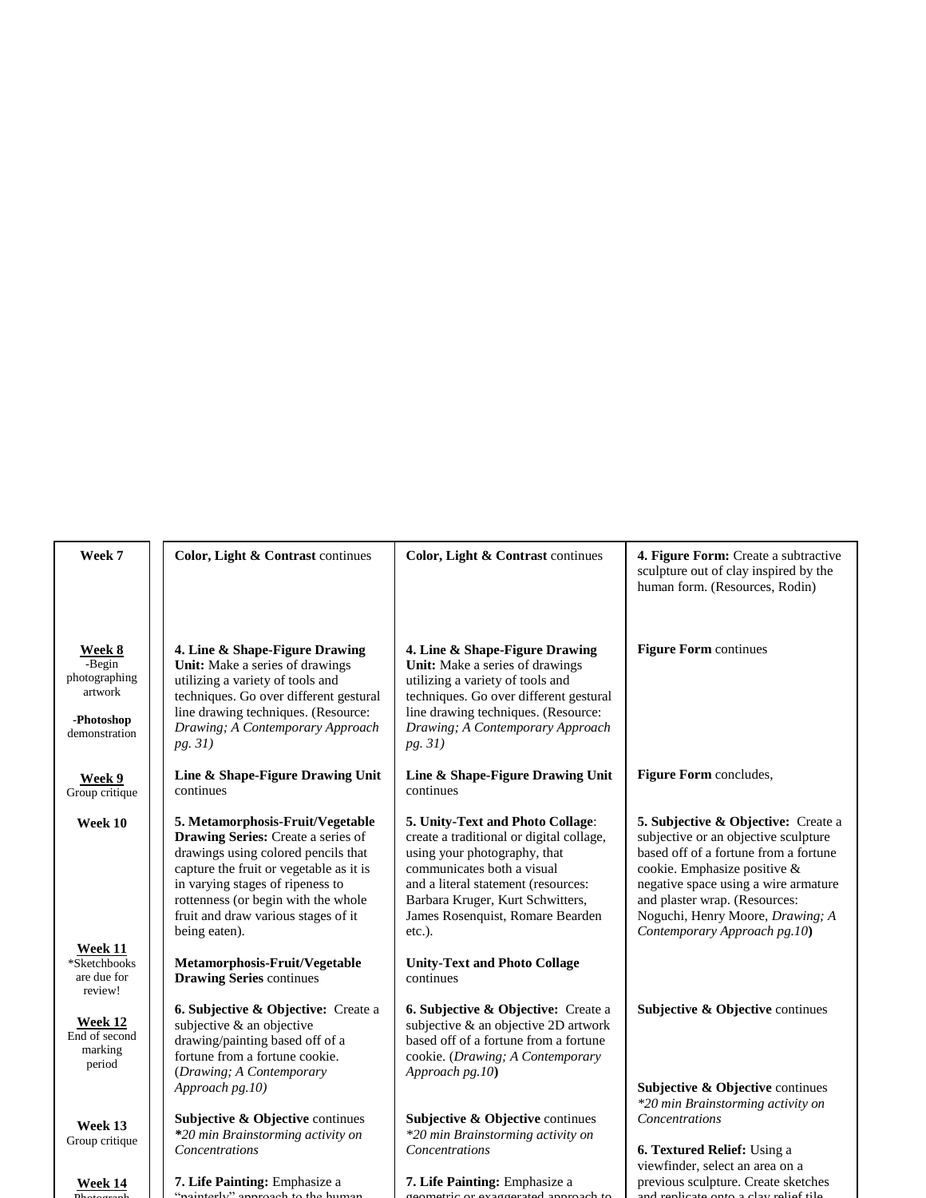| | | | |
|---|---|---|---|
| **Week 7** | **Color, Light & Contrast** continues | **Color, Light & Contrast** continues | **4. Figure Form:** Create a subtractive sculpture out of clay inspired by the human form. (Resources, Rodin) |
| **Week 8**<br>-Begin photographing artwork<br><br>-**Photoshop** demonstration | **4. Line & Shape-Figure Drawing Unit:** Make a series of drawings utilizing a variety of tools and techniques. Go over different gestural line drawing techniques. (Resource: *Drawing; A Contemporary Approach pg. 31)* | **4. Line & Shape-Figure Drawing Unit:** Make a series of drawings utilizing a variety of tools and techniques. Go over different gestural line drawing techniques. (Resource: *Drawing; A Contemporary Approach pg. 31)* | **Figure Form** continues |
| **Week 9**<br>Group critique | **Line & Shape-Figure Drawing Unit** continues | **Line & Shape-Figure Drawing Unit** continues | **Figure Form** concludes, |
| **Week 10** | **5. Metamorphosis-Fruit/Vegetable Drawing Series:** Create a series of drawings using colored pencils that capture the fruit or vegetable as it is in varying stages of ripeness to rottenness (or begin with the whole fruit and draw various stages of it being eaten). | **5. Unity-Text and Photo Collage**: create a traditional or digital collage, using your photography, that communicates both a visual and a literal statement (resources: Barbara Kruger, Kurt Schwitters, James Rosenquist, Romare Bearden etc.). | **5. Subjective & Objective:** Create a subjective or an objective sculpture based off of a fortune from a fortune cookie. Emphasize positive & negative space using a wire armature and plaster wrap. (Resources: Noguchi, Henry Moore, *Drawing; A Contemporary Approach pg.10***)** |
| **Week 11**<br>*Sketchbooks are due for review! | **Metamorphosis-Fruit/Vegetable Drawing Series** continues | **Unity-Text and Photo Collage** continues | |
| **Week 12**<br>End of second marking period | **6. Subjective & Objective:** Create a subjective & an objective drawing/painting based off of a fortune from a fortune cookie. (*Drawing; A Contemporary Approach pg.10)* | **6. Subjective & Objective:** Create a subjective & an objective 2D artwork based off of a fortune from a fortune cookie. (*Drawing; A Contemporary Approach pg.10***)** | **Subjective & Objective** continues<br><br>**Subjective & Objective** continues<br>*\*20 min Brainstorming activity on Concentrations* |
| **Week 13**<br>Group critique | **Subjective & Objective** continues<br>*\*20 min Brainstorming activity on Concentrations* | **Subjective & Objective** continues<br>*\*20 min Brainstorming activity on Concentrations* | **6. Textured Relief:** Using a viewfinder, select an area on a previous sculpture. Create sketches and replicate onto a clay relief tile |
| **Week 14**<br>Photograph | **7. Life Painting:** Emphasize a "painterly" approach to the human | **7. Life Painting:** Emphasize a geometric or exaggerated approach to | |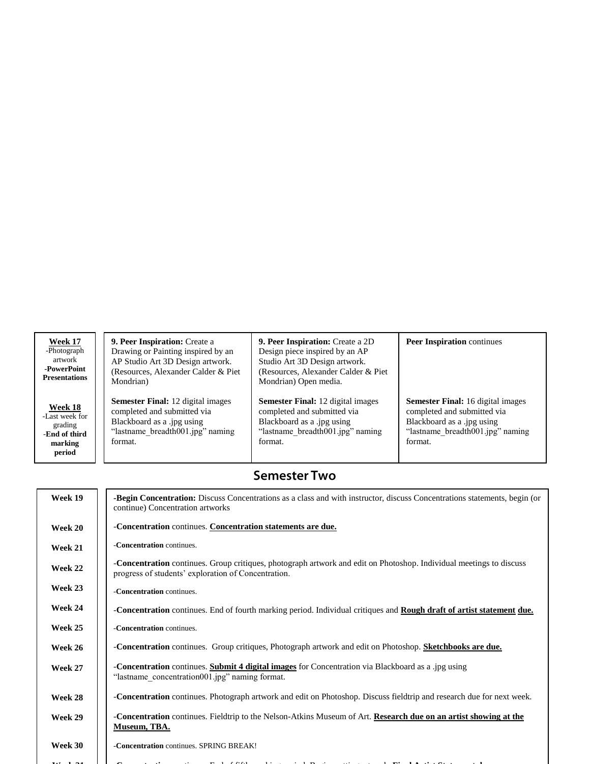| Week | Drawing | 2D Design | 3D Design |
| --- | --- | --- | --- |
| **Week 17**<br>-Photograph artwork<br>**-PowerPoint Presentations**<br><br>**Week 18**<br>-Last week for grading<br>**-End of third marking period** | **9. Peer Inspiration:** Create a Drawing or Painting inspired by an AP Studio Art 3D Design artwork. (Resources, Alexander Calder & Piet Mondrian)<br><br>**Semester Final:** 12 digital images completed and submitted via Blackboard as a .jpg using "lastname_breadth001.jpg" naming format. | **9. Peer Inspiration:** Create a 2D Design piece inspired by an AP Studio Art 3D Design artwork. (Resources, Alexander Calder & Piet Mondrian) Open media.<br><br>**Semester Final:** 12 digital images completed and submitted via Blackboard as a .jpg using "lastname_breadth001.jpg" naming format. | **Peer Inspiration** continues<br><br>**Semester Final:** 16 digital images completed and submitted via Blackboard as a .jpg using "lastname_breadth001.jpg" naming format. |

## Semester Two

| Week | Activities |
| --- | --- |
| **Week 19** | **-Begin Concentration:** Discuss Concentrations as a class and with instructor, discuss Concentrations statements, begin (or continue) Concentration artworks |
| **Week 20** | **-Concentration** continues. **Concentration statements are due.** |
| **Week 21** | **-Concentration** continues. |
| **Week 22** | **-Concentration** continues. Group critiques, photograph artwork and edit on Photoshop. Individual meetings to discuss progress of students' exploration of Concentration. |
| **Week 23** | **-Concentration** continues. |
| **Week 24** | **-Concentration** continues. End of fourth marking period. Individual critiques and **Rough draft of artist statement due.** |
| **Week 25** | **-Concentration** continues. |
| **Week 26** | **-Concentration** continues. Group critiques, Photograph artwork and edit on Photoshop. **Sketchbooks are due.** |
| **Week 27** | -**Concentration** continues. **Submit 4 digital images** for Concentration via Blackboard as a .jpg using "lastname_concentration001.jpg" naming format. |
| **Week 28** | **-Concentration** continues. Photograph artwork and edit on Photoshop. Discuss fieldtrip and research due for next week. |
| **Week 29** | -**Concentration** continues. Fieldtrip to the Nelson-Atkins Museum of Art. **Research due on an artist showing at the Museum, TBA.** |
| **Week 30** | **-Concentration** continues. SPRING BREAK! |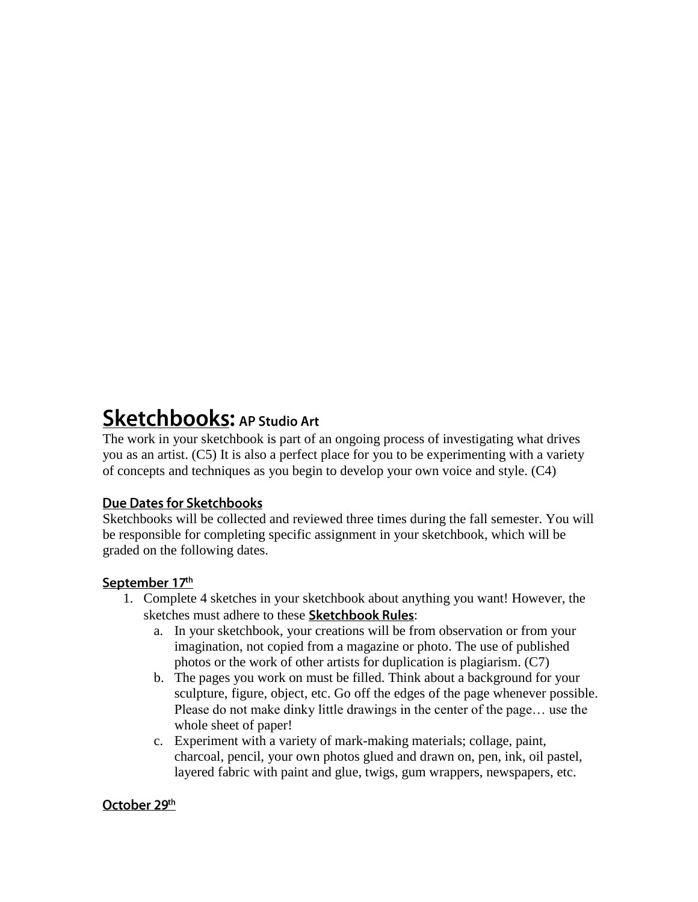# Sketchbooks: AP Studio Art

The work in your sketchbook is part of an ongoing process of investigating what drives you as an artist. (C5) It is also a perfect place for you to be experimenting with a variety of concepts and techniques as you begin to develop your own voice and style. (C4)

## Due Dates for Sketchbooks

Sketchbooks will be collected and reviewed three times during the fall semester. You will be responsible for completing specific assignment in your sketchbook, which will be graded on the following dates.

### September 17th

1. Complete 4 sketches in your sketchbook about anything you want! However, the sketches must adhere to these **Sketchbook Rules**:
   a. In your sketchbook, your creations will be from observation or from your imagination, not copied from a magazine or photo. The use of published photos or the work of other artists for duplication is plagiarism. (C7)
   b. The pages you work on must be filled. Think about a background for your sculpture, figure, object, etc. Go off the edges of the page whenever possible. Please do not make dinky little drawings in the center of the page… use the whole sheet of paper!
   c. Experiment with a variety of mark-making materials; collage, paint, charcoal, pencil, your own photos glued and drawn on, pen, ink, oil pastel, layered fabric with paint and glue, twigs, gum wrappers, newspapers, etc.

### October 29th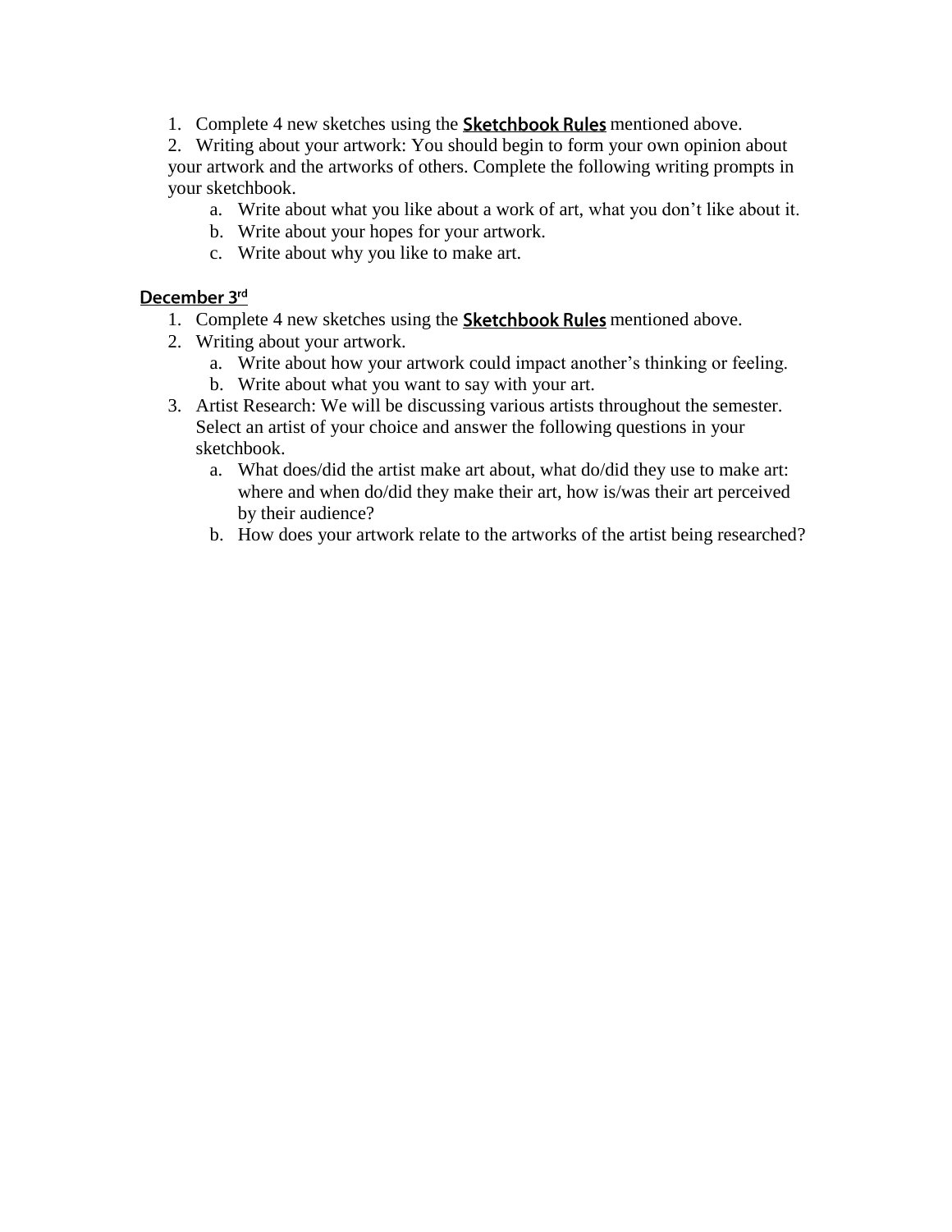1. Complete 4 new sketches using the **Sketchbook Rules** mentioned above.
2. Writing about your artwork: You should begin to form your own opinion about your artwork and the artworks of others. Complete the following writing prompts in your sketchbook.
    a. Write about what you like about a work of art, what you don't like about it.
    b. Write about your hopes for your artwork.
    c. Write about why you like to make art.

**December 3rd**

1. Complete 4 new sketches using the **Sketchbook Rules** mentioned above.
2. Writing about your artwork.
    a. Write about how your artwork could impact another's thinking or feeling.
    b. Write about what you want to say with your art.
3. Artist Research: We will be discussing various artists throughout the semester. Select an artist of your choice and answer the following questions in your sketchbook.
    a. What does/did the artist make art about, what do/did they use to make art: where and when do/did they make their art, how is/was their art perceived by their audience?
    b. How does your artwork relate to the artworks of the artist being researched?